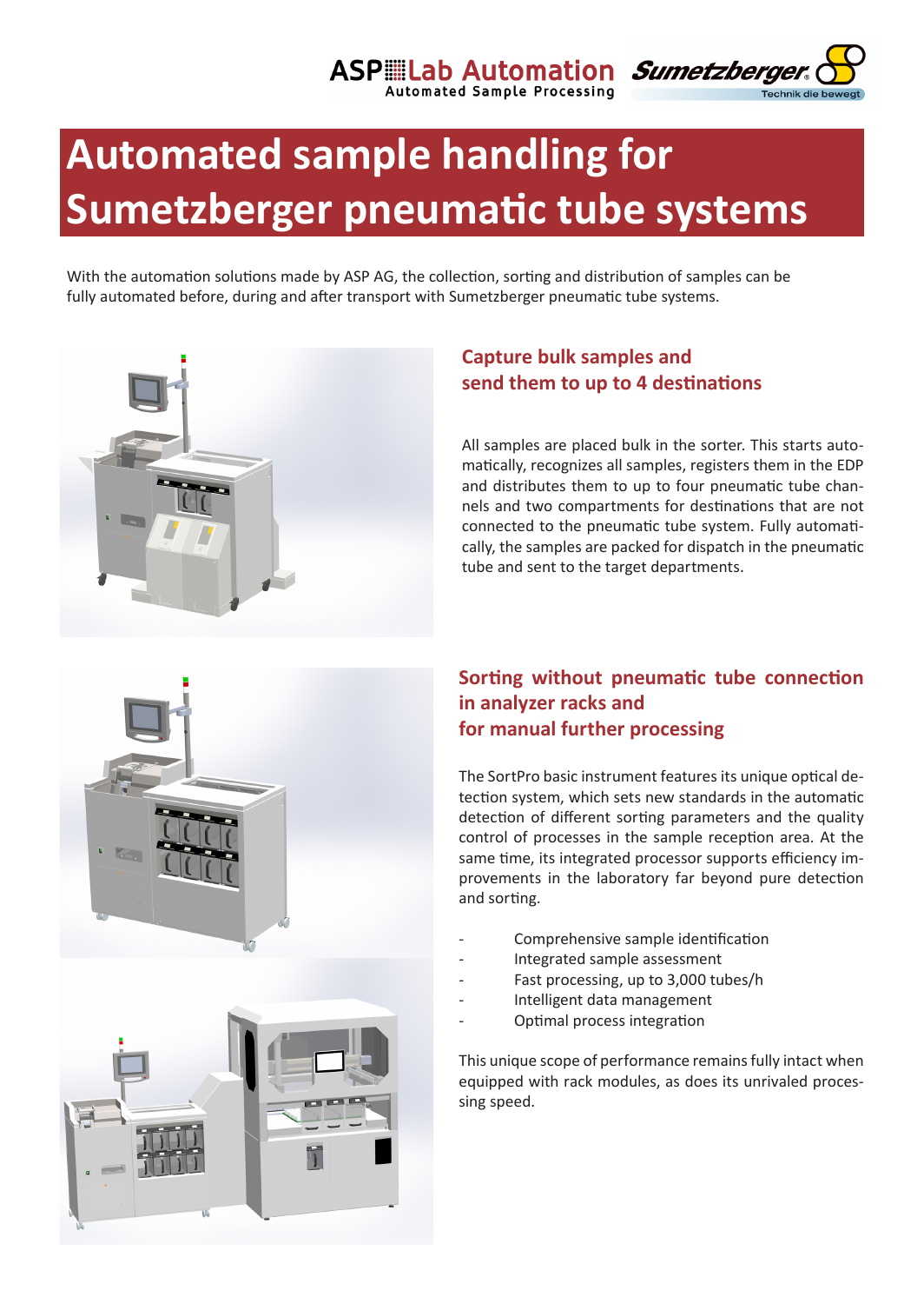ASP Lab Automation
Automated Sample Processing

Sumetzberger
Technik die bewegt

# Automated sample handling for Sumetzberger pneumatic tube systems

With the automation solutions made by ASP AG, the collection, sorting and distribution of samples can be fully automated before, during and after transport with Sumetzberger pneumatic tube systems.

## Capture bulk samples and send them to up to 4 destinations

All samples are placed bulk in the sorter. This starts automatically, recognizes all samples, registers them in the EDP and distributes them to up to four pneumatic tube channels and two compartments for destinations that are not connected to the pneumatic tube system. Fully automatically, the samples are packed for dispatch in the pneumatic tube and sent to the target departments.

## Sorting without pneumatic tube connection in analyzer racks and for manual further processing

The SortPro basic instrument features its unique optical detection system, which sets new standards in the automatic detection of different sorting parameters and the quality control of processes in the sample reception area. At the same time, its integrated processor supports efficiency improvements in the laboratory far beyond pure detection and sorting.

- Comprehensive sample identification
- Integrated sample assessment
- Fast processing, up to 3,000 tubes/h
- Intelligent data management
- Optimal process integration

This unique scope of performance remains fully intact when equipped with rack modules, as does its unrivaled processing speed.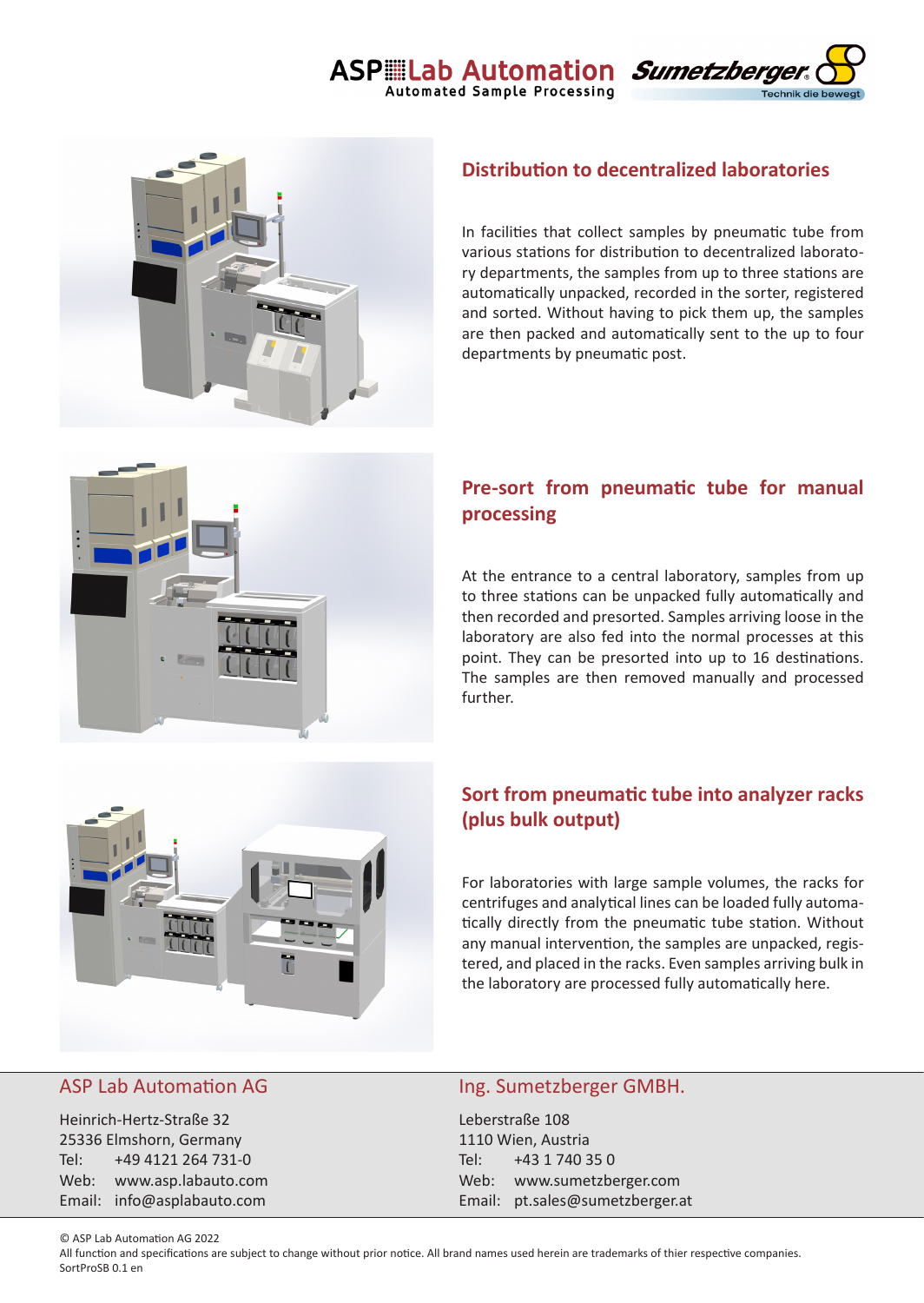## Distribution to decentralized laboratories

In facilities that collect samples by pneumatic tube from various stations for distribution to decentralized laboratory departments, the samples from up to three stations are automatically unpacked, recorded in the sorter, registered and sorted. Without having to pick them up, the samples are then packed and automatically sent to the up to four departments by pneumatic post.

## Pre-sort from pneumatic tube for manual processing

At the entrance to a central laboratory, samples from up to three stations can be unpacked fully automatically and then recorded and presorted. Samples arriving loose in the laboratory are also fed into the normal processes at this point. They can be presorted into up to 16 destinations. The samples are then removed manually and processed further.

## Sort from pneumatic tube into analyzer racks (plus bulk output)

For laboratories with large sample volumes, the racks for centrifuges and analytical lines can be loaded fully automatically directly from the pneumatic tube station. Without any manual intervention, the samples are unpacked, registered, and placed in the racks. Even samples arriving bulk in the laboratory are processed fully automatically here.

### ASP Lab Automation AG

Heinrich-Hertz-Straße 32
25336 Elmshorn, Germany
Tel: +49 4121 264 731-0
Web: www.asp.labauto.com
Email: info@asplabauto.com

### Ing. Sumetzberger GMBH.

Leberstraße 108
1110 Wien, Austria
Tel: +43 1 740 35 0
Web: www.sumetzberger.com
Email: pt.sales@sumetzberger.at

© ASP Lab Automation AG 2022
All function and specifications are subject to change without prior notice. All brand names used herein are trademarks of thier respective companies.
SortProSB 0.1 en